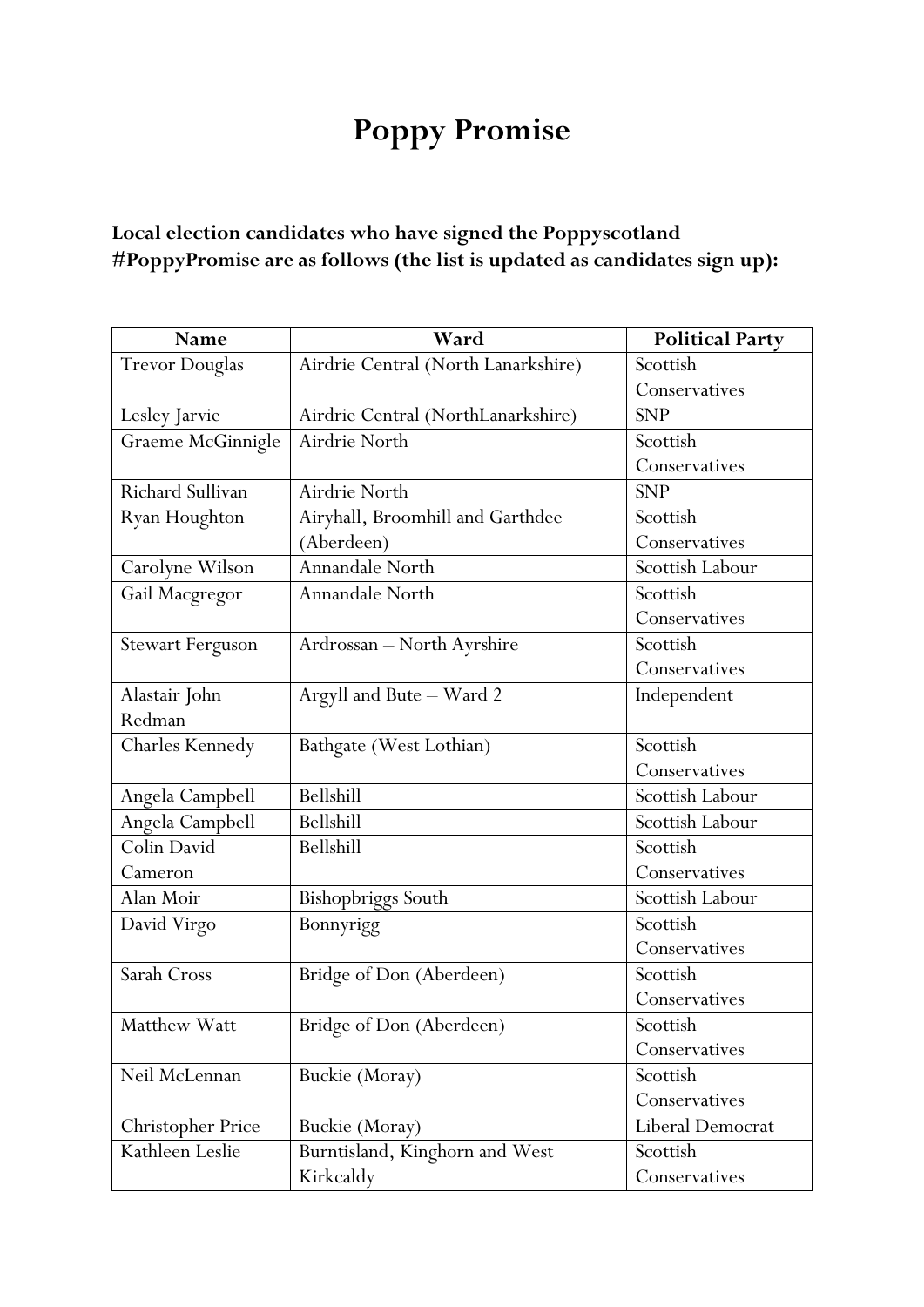# Poppy Promise

**Local election candidates who have signed the Poppyscotland #PoppyPromise are as follows (the list is updated as candidates sign up):**

| Name | Ward | Political Party |
|---|---|---|
| Trevor Douglas | Airdrie Central (North Lanarkshire) | Scottish Conservatives |
| Lesley Jarvie | Airdrie Central (NorthLanarkshire) | SNP |
| Graeme McGinnigle | Airdrie North | Scottish Conservatives |
| Richard Sullivan | Airdrie North | SNP |
| Ryan Houghton | Airyhall, Broomhill and Garthdee (Aberdeen) | Scottish Conservatives |
| Carolyne Wilson | Annandale North | Scottish Labour |
| Gail Macgregor | Annandale North | Scottish Conservatives |
| Stewart Ferguson | Ardrossan – North Ayrshire | Scottish Conservatives |
| Alastair John Redman | Argyll and Bute – Ward 2 | Independent |
| Charles Kennedy | Bathgate (West Lothian) | Scottish Conservatives |
| Angela Campbell | Bellshill | Scottish Labour |
| Angela Campbell | Bellshill | Scottish Labour |
| Colin David Cameron | Bellshill | Scottish Conservatives |
| Alan Moir | Bishopbriggs South | Scottish Labour |
| David Virgo | Bonnyrigg | Scottish Conservatives |
| Sarah Cross | Bridge of Don (Aberdeen) | Scottish Conservatives |
| Matthew Watt | Bridge of Don (Aberdeen) | Scottish Conservatives |
| Neil McLennan | Buckie (Moray) | Scottish Conservatives |
| Christopher Price | Buckie (Moray) | Liberal Democrat |
| Kathleen Leslie | Burntisland, Kinghorn and West Kirkcaldy | Scottish Conservatives |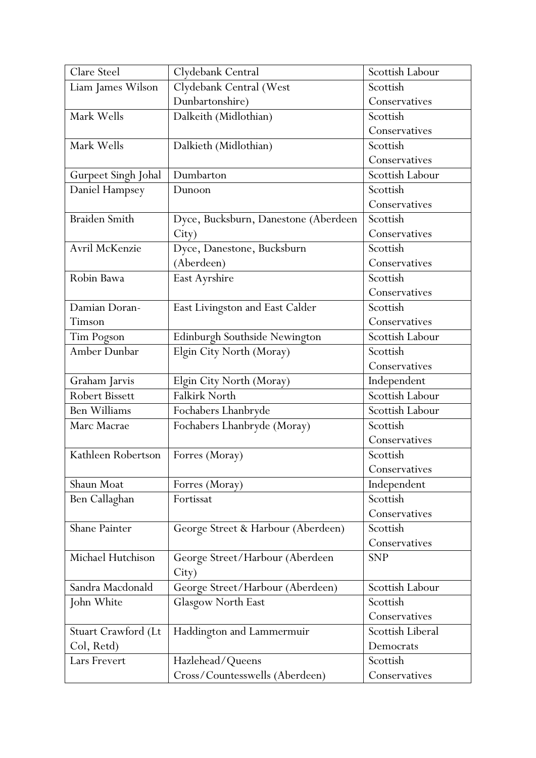| Clare Steel | Clydebank Central | Scottish Labour |
|---|---|---|
| Liam James Wilson | Clydebank Central (West Dunbartonshire) | Scottish Conservatives |
| Mark Wells | Dalkeith (Midlothian) | Scottish Conservatives |
| Mark Wells | Dalkieth (Midlothian) | Scottish Conservatives |
| Gurpeet Singh Johal | Dumbarton | Scottish Labour |
| Daniel Hampsey | Dunoon | Scottish Conservatives |
| Braiden Smith | Dyce, Bucksburn, Danestone (Aberdeen City) | Scottish Conservatives |
| Avril McKenzie | Dyce, Danestone, Bucksburn (Aberdeen) | Scottish Conservatives |
| Robin Bawa | East Ayrshire | Scottish Conservatives |
| Damian Doran-Timson | East Livingston and East Calder | Scottish Conservatives |
| Tim Pogson | Edinburgh Southside Newington | Scottish Labour |
| Amber Dunbar | Elgin City North (Moray) | Scottish Conservatives |
| Graham Jarvis | Elgin City North (Moray) | Independent |
| Robert Bissett | Falkirk North | Scottish Labour |
| Ben Williams | Fochabers Lhanbryde | Scottish Labour |
| Marc Macrae | Fochabers Lhanbryde (Moray) | Scottish Conservatives |
| Kathleen Robertson | Forres (Moray) | Scottish Conservatives |
| Shaun Moat | Forres (Moray) | Independent |
| Ben Callaghan | Fortissat | Scottish Conservatives |
| Shane Painter | George Street & Harbour (Aberdeen) | Scottish Conservatives |
| Michael Hutchison | George Street/Harbour (Aberdeen City) | SNP |
| Sandra Macdonald | George Street/Harbour (Aberdeen) | Scottish Labour |
| John White | Glasgow North East | Scottish Conservatives |
| Stuart Crawford (Lt Col, Retd) | Haddington and Lammermuir | Scottish Liberal Democrats |
| Lars Frevert | Hazlehead/Queens Cross/Countesswells (Aberdeen) | Scottish Conservatives |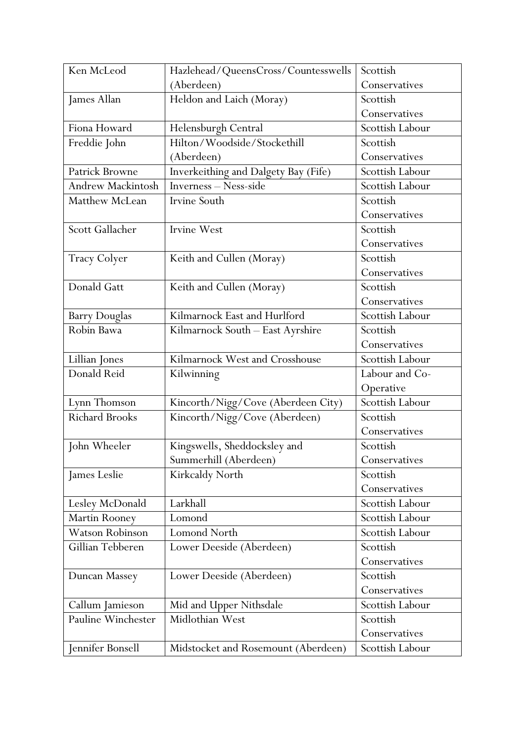| Ken McLeod | Hazlehead/QueensCross/Countesswells (Aberdeen) | Scottish Conservatives |
|---|---|---|
| James Allan | Heldon and Laich (Moray) | Scottish Conservatives |
| Fiona Howard | Helensburgh Central | Scottish Labour |
| Freddie John | Hilton/Woodside/Stockethill (Aberdeen) | Scottish Conservatives |
| Patrick Browne | Inverkeithing and Dalgety Bay (Fife) | Scottish Labour |
| Andrew Mackintosh | Inverness – Ness-side | Scottish Labour |
| Matthew McLean | Irvine South | Scottish Conservatives |
| Scott Gallacher | Irvine West | Scottish Conservatives |
| Tracy Colyer | Keith and Cullen (Moray) | Scottish Conservatives |
| Donald Gatt | Keith and Cullen (Moray) | Scottish Conservatives |
| Barry Douglas | Kilmarnock East and Hurlford | Scottish Labour |
| Robin Bawa | Kilmarnock South – East Ayrshire | Scottish Conservatives |
| Lillian Jones | Kilmarnock West and Crosshouse | Scottish Labour |
| Donald Reid | Kilwinning | Labour and Co-Operative |
| Lynn Thomson | Kincorth/Nigg/Cove (Aberdeen City) | Scottish Labour |
| Richard Brooks | Kincorth/Nigg/Cove (Aberdeen) | Scottish Conservatives |
| John Wheeler | Kingswells, Sheddocksley and Summerhill (Aberdeen) | Scottish Conservatives |
| James Leslie | Kirkcaldy North | Scottish Conservatives |
| Lesley McDonald | Larkhall | Scottish Labour |
| Martin Rooney | Lomond | Scottish Labour |
| Watson Robinson | Lomond North | Scottish Labour |
| Gillian Tebberen | Lower Deeside (Aberdeen) | Scottish Conservatives |
| Duncan Massey | Lower Deeside (Aberdeen) | Scottish Conservatives |
| Callum Jamieson | Mid and Upper Nithsdale | Scottish Labour |
| Pauline Winchester | Midlothian West | Scottish Conservatives |
| Jennifer Bonsell | Midstocket and Rosemount (Aberdeen) | Scottish Labour |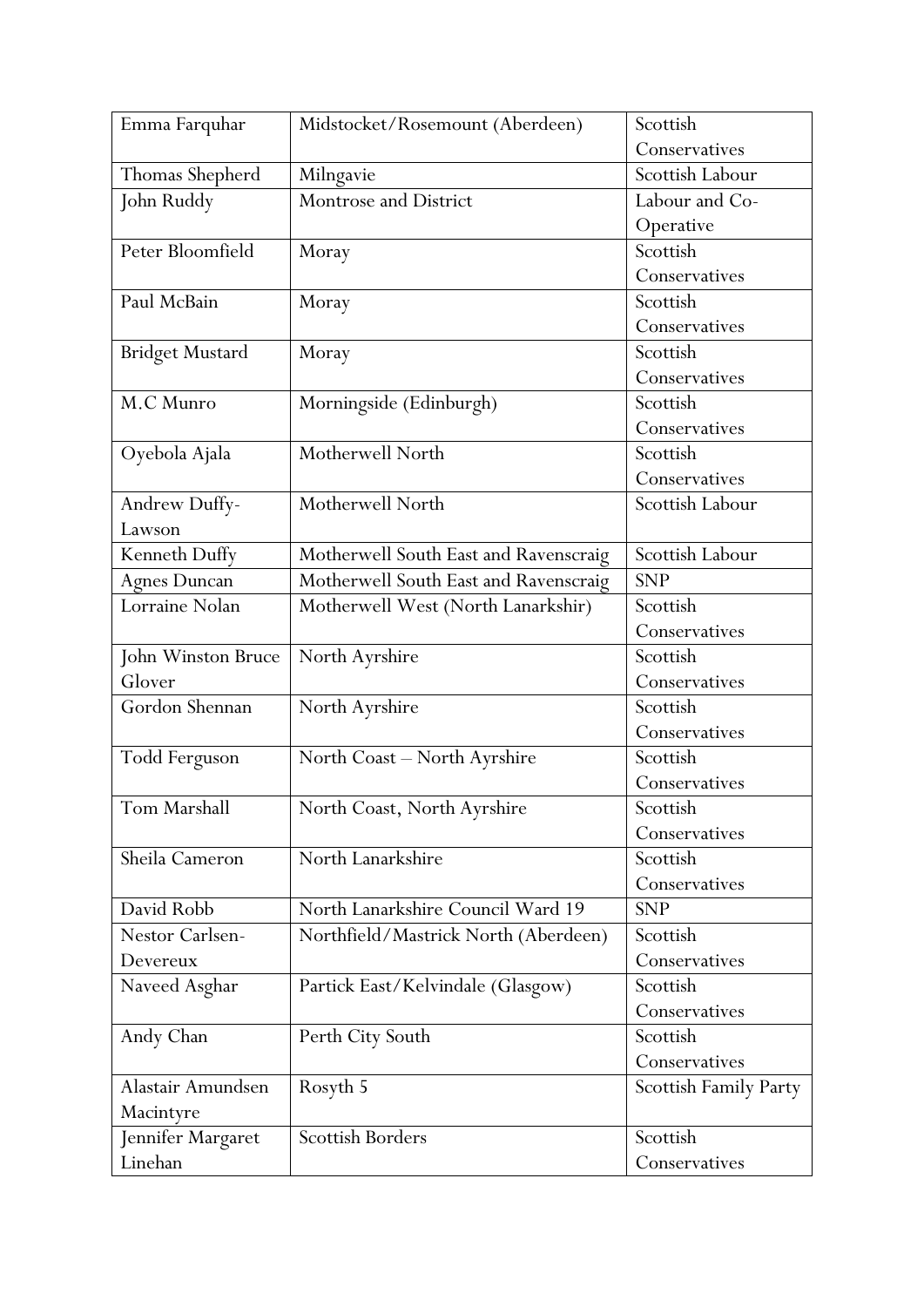| Emma Farquhar | Midstocket/Rosemount (Aberdeen) | Scottish Conservatives |
|---|---|---|
| Thomas Shepherd | Milngavie | Scottish Labour |
| John Ruddy | Montrose and District | Labour and Co-Operative |
| Peter Bloomfield | Moray | Scottish Conservatives |
| Paul McBain | Moray | Scottish Conservatives |
| Bridget Mustard | Moray | Scottish Conservatives |
| M.C Munro | Morningside (Edinburgh) | Scottish Conservatives |
| Oyebola Ajala | Motherwell North | Scottish Conservatives |
| Andrew Duffy-Lawson | Motherwell North | Scottish Labour |
| Kenneth Duffy | Motherwell South East and Ravenscraig | Scottish Labour |
| Agnes Duncan | Motherwell South East and Ravenscraig | SNP |
| Lorraine Nolan | Motherwell West (North Lanarkshir) | Scottish Conservatives |
| John Winston Bruce Glover | North Ayrshire | Scottish Conservatives |
| Gordon Shennan | North Ayrshire | Scottish Conservatives |
| Todd Ferguson | North Coast – North Ayrshire | Scottish Conservatives |
| Tom Marshall | North Coast, North Ayrshire | Scottish Conservatives |
| Sheila Cameron | North Lanarkshire | Scottish Conservatives |
| David Robb | North Lanarkshire Council Ward 19 | SNP |
| Nestor Carlsen-Devereux | Northfield/Mastrick North (Aberdeen) | Scottish Conservatives |
| Naveed Asghar | Partick East/Kelvindale (Glasgow) | Scottish Conservatives |
| Andy Chan | Perth City South | Scottish Conservatives |
| Alastair Amundsen Macintyre | Rosyth 5 | Scottish Family Party |
| Jennifer Margaret Linehan | Scottish Borders | Scottish Conservatives |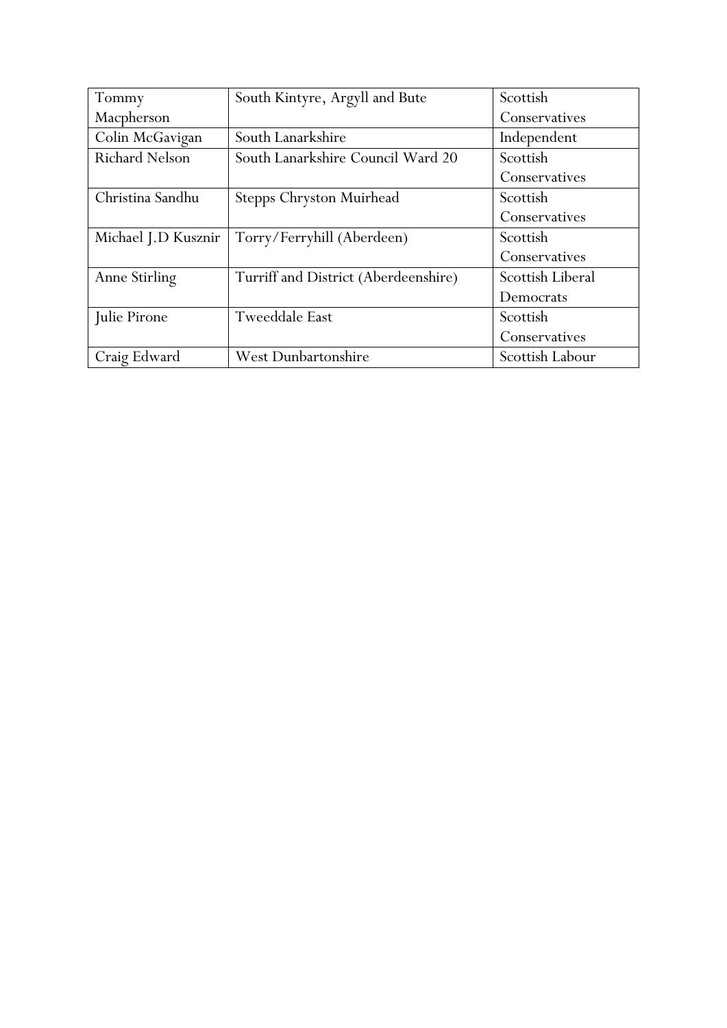| | | |
|---|---|---|
| Tommy Macpherson | South Kintyre, Argyll and Bute | Scottish Conservatives |
| Colin McGavigan | South Lanarkshire | Independent |
| Richard Nelson | South Lanarkshire Council Ward 20 | Scottish Conservatives |
| Christina Sandhu | Stepps Chryston Muirhead | Scottish Conservatives |
| Michael J.D Kusznir | Torry/Ferryhill (Aberdeen) | Scottish Conservatives |
| Anne Stirling | Turriff and District (Aberdeenshire) | Scottish Liberal Democrats |
| Julie Pirone | Tweeddale East | Scottish Conservatives |
| Craig Edward | West Dunbartonshire | Scottish Labour |